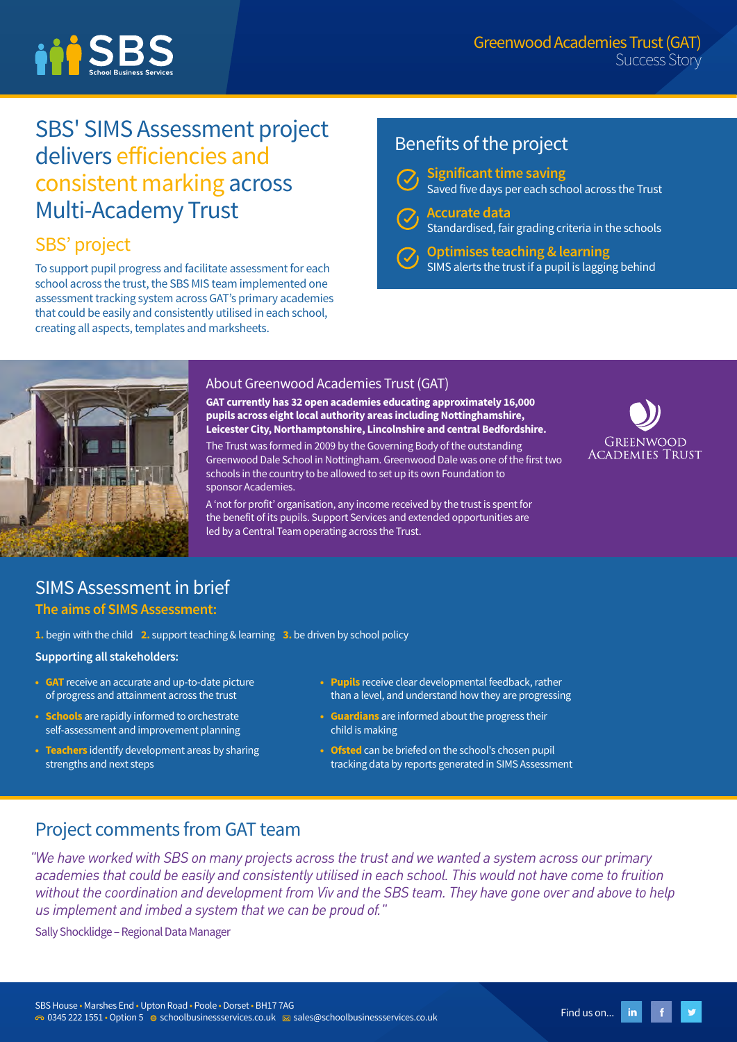SBS School Business Services

Greenwood Academies Trust (GAT)
Success Story

# SBS' SIMS Assessment project delivers efficiencies and consistent marking across Multi-Academy Trust

## SBS' project

To support pupil progress and facilitate assessment for each school across the trust, the SBS MIS team implemented one assessment tracking system across GAT's primary academies that could be easily and consistently utilised in each school, creating all aspects, templates and marksheets.

## Benefits of the project

- **Significant time saving**
  Saved five days per each school across the Trust
- **Accurate data**
  Standardised, fair grading criteria in the schools
- **Optimises teaching & learning**
  SIMS alerts the trust if a pupil is lagging behind

## About Greenwood Academies Trust (GAT)

**GAT currently has 32 open academies educating approximately 16,000 pupils across eight local authority areas including Nottinghamshire, Leicester City, Northamptonshire, Lincolnshire and central Bedfordshire.**

The Trust was formed in 2009 by the Governing Body of the outstanding Greenwood Dale School in Nottingham. Greenwood Dale was one of the first two schools in the country to be allowed to set up its own Foundation to sponsor Academies.

A 'not for profit' organisation, any income received by the trust is spent for the benefit of its pupils. Support Services and extended opportunities are led by a Central Team operating across the Trust.

Greenwood Academies Trust

## SIMS Assessment in brief

### The aims of SIMS Assessment:

**1.** begin with the child **2.** support teaching & learning **3.** be driven by school policy

**Supporting all stakeholders:**

- **GAT** receive an accurate and up-to-date picture of progress and attainment across the trust
- **Schools** are rapidly informed to orchestrate self-assessment and improvement planning
- **Teachers** identify development areas by sharing strengths and next steps
- **Pupils** receive clear developmental feedback, rather than a level, and understand how they are progressing
- **Guardians** are informed about the progress their child is making
- **Ofsted** can be briefed on the school's chosen pupil tracking data by reports generated in SIMS Assessment

## Project comments from GAT team

*"We have worked with SBS on many projects across the trust and we wanted a system across our primary academies that could be easily and consistently utilised in each school. This would not have come to fruition without the coordination and development from Viv and the SBS team. They have gone over and above to help us implement and imbed a system that we can be proud of."*

Sally Shocklidge – Regional Data Manager

SBS House • Marshes End • Upton Road • Poole • Dorset • BH17 7AG
0345 222 1551 • Option 5 schoolbusinessservices.co.uk sales@schoolbusinessservices.co.uk

Find us on...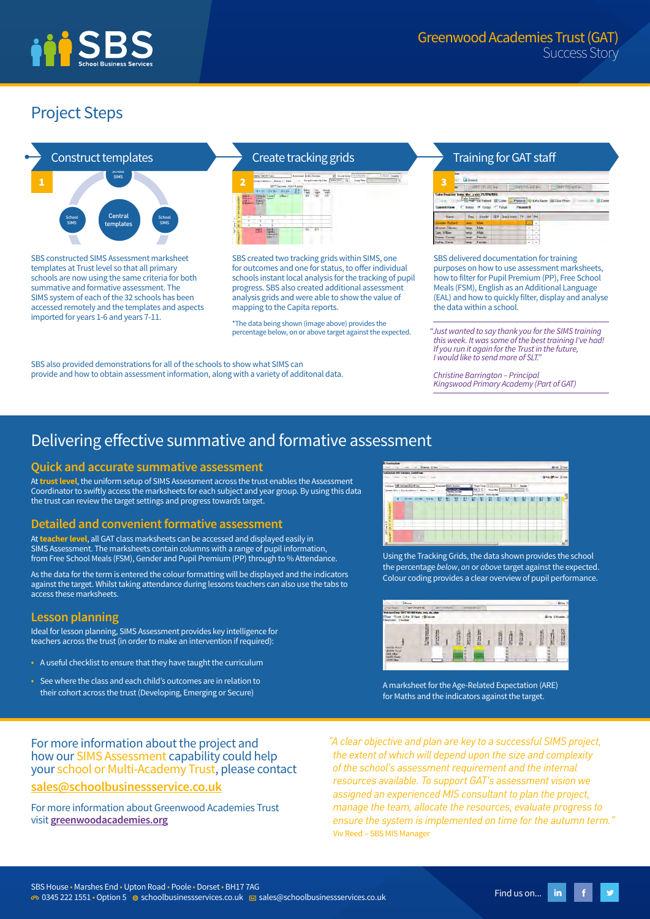Greenwood Academies Trust (GAT)
Success Story

## Project Steps

### 1 Construct templates

School SIMS
Central templates
School SIMS
School SIMS

SBS constructed SIMS Assessment marksheet templates at Trust level so that all primary schools are now using the same criteria for both summative and formative assessment. The SIMS system of each of the 32 schools has been accessed remotely and the templates and aspects imported for years 1-6 and years 7-11.

### 2 Create tracking grids

SBS created two tracking grids within SIMS, one for outcomes and one for status, to offer individual schools instant local analysis for the tracking of pupil progress. SBS also created additional assessment analysis grids and were able to show the value of mapping to the Capita reports.

*The data being shown (image above) provides the percentage below, on or above target against the expected.

### 3 Training for GAT staff

SBS delivered documentation for training purposes on how to use assessment marksheets, how to filter for Pupil Premium (PP), Free School Meals (FSM), English as an Additional Language (EAL) and how to quickly filter, display and analyse the data within a school.

*"Just wanted to say thank you for the SIMS training this week. It was some of the best training I've had! If you run it again for the Trust in the future, I would like to send more of SLT."*

*Christine Barrington – Principal*
*Kingswood Primary Academy (Part of GAT)*

SBS also provided demonstrations for all of the schools to show what SIMS can provide and how to obtain assessment information, along with a variety of additonal data.

## Delivering effective summative and formative assessment

### Quick and accurate summative assessment

At **trust level**, the uniform setup of SIMS Assessment across the trust enables the Assessment Coordinator to swiftly access the marksheets for each subject and year group. By using this data the trust can review the target settings and progress towards target.

### Detailed and convenient formative assessment

At **teacher level**, all GAT class marksheets can be accessed and displayed easily in SIMS Assessment. The marksheets contain columns with a range of pupil information, from Free School Meals (FSM), Gender and Pupil Premium (PP) through to % Attendance.

As the data for the term is entered the colour formatting will be displayed and the indicators against the target. Whilst taking attendance during lessons teachers can also use the tabs to access these marksheets.

### Lesson planning

Ideal for lesson planning, SIMS Assessment provides key intelligence for teachers across the trust (in order to make an intervention if required):

- A useful checklist to ensure that they have taught the curriculum
- See where the class and each child's outcomes are in relation to their cohort across the trust (Developing, Emerging or Secure)

Using the Tracking Grids, the data shown provides the school the percentage *below*, *on* or *above* target against the expected. Colour coding provides a clear overview of pupil performance.

A marksheet for the Age-Related Expectation (ARE) for Maths and the indicators against the target.

For more information about the project and how our SIMS Assessment capability could help your school or Multi-Academy Trust, please contact **sales@schoolbusinessservice.co.uk**

For more information about Greenwood Academies Trust visit **greenwoodacademies.org**

*"A clear objective and plan are key to a successful SIMS project, the extent of which will depend upon the size and complexity of the school's assessment requirement and the internal resources available. To support GAT's assessment vision we assigned an experienced MIS consultant to plan the project, manage the team, allocate the resources, evaluate progress to ensure the system is implemented on time for the autumn term."*
Viv Reed – SBS MIS Manager

SBS House • Marshes End • Upton Road • Poole • Dorset • BH17 7AG
0345 222 1551 • Option 5 schoolbusinessservices.co.uk sales@schoolbusinessservices.co.uk

Find us on...